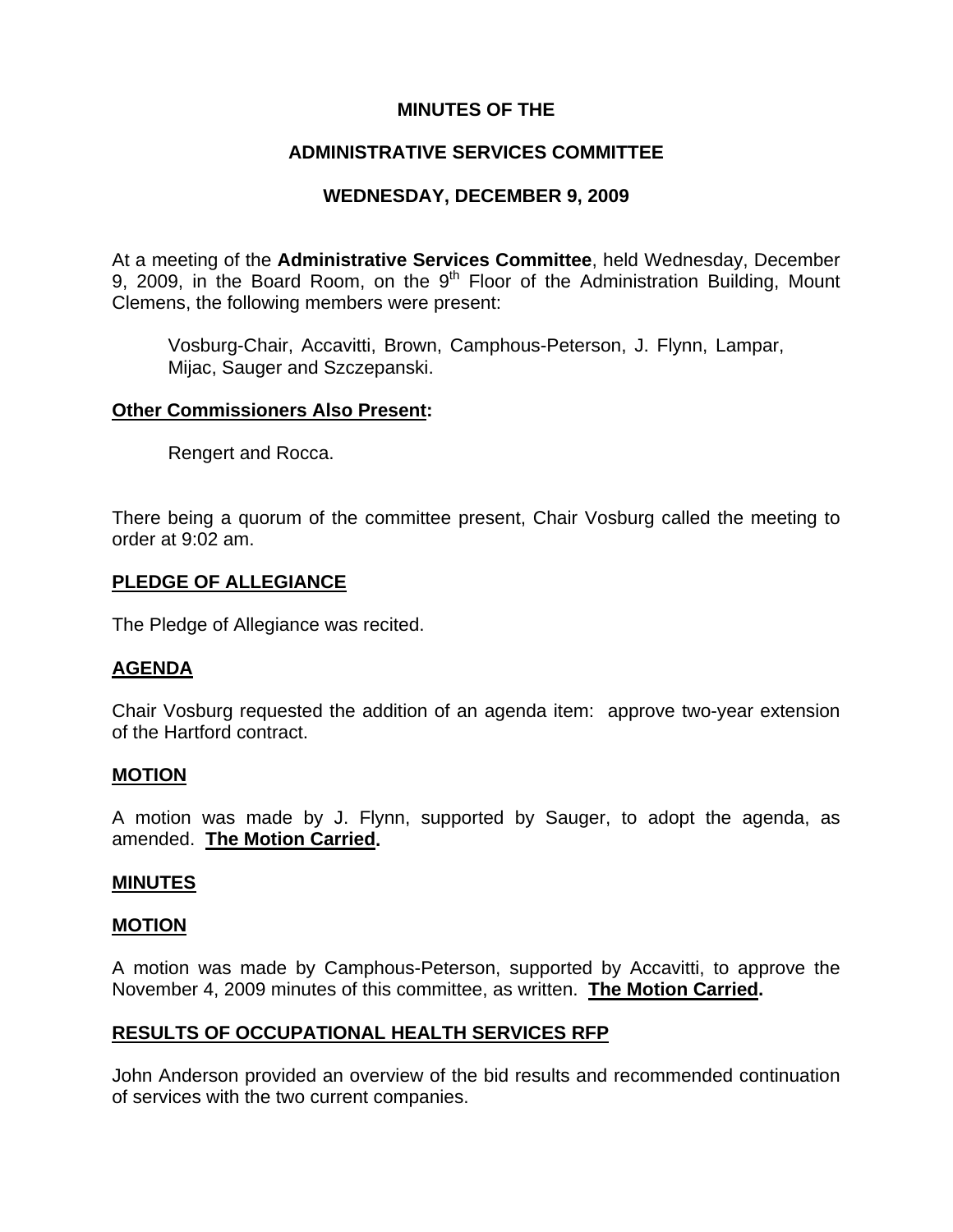# MINUTES OF THE

# ADMINISTRATIVE SERVICES COMMITTEE

# WEDNESDAY, DECEMBER 9, 2009

At a meeting of the **Administrative Services Committee**, held Wednesday, December 9, 2009, in the Board Room, on the 9th Floor of the Administration Building, Mount Clemens, the following members were present:

Vosburg-Chair, Accavitti, Brown, Camphous-Peterson, J. Flynn, Lampar, Mijac, Sauger and Szczepanski.

**Other Commissioners Also Present:**

Rengert and Rocca.

There being a quorum of the committee present, Chair Vosburg called the meeting to order at 9:02 am.

**PLEDGE OF ALLEGIANCE**

The Pledge of Allegiance was recited.

**AGENDA**

Chair Vosburg requested the addition of an agenda item: approve two-year extension of the Hartford contract.

**MOTION**

A motion was made by J. Flynn, supported by Sauger, to adopt the agenda, as amended. **The Motion Carried.**

**MINUTES**

**MOTION**

A motion was made by Camphous-Peterson, supported by Accavitti, to approve the November 4, 2009 minutes of this committee, as written. **The Motion Carried.**

**RESULTS OF OCCUPATIONAL HEALTH SERVICES RFP**

John Anderson provided an overview of the bid results and recommended continuation of services with the two current companies.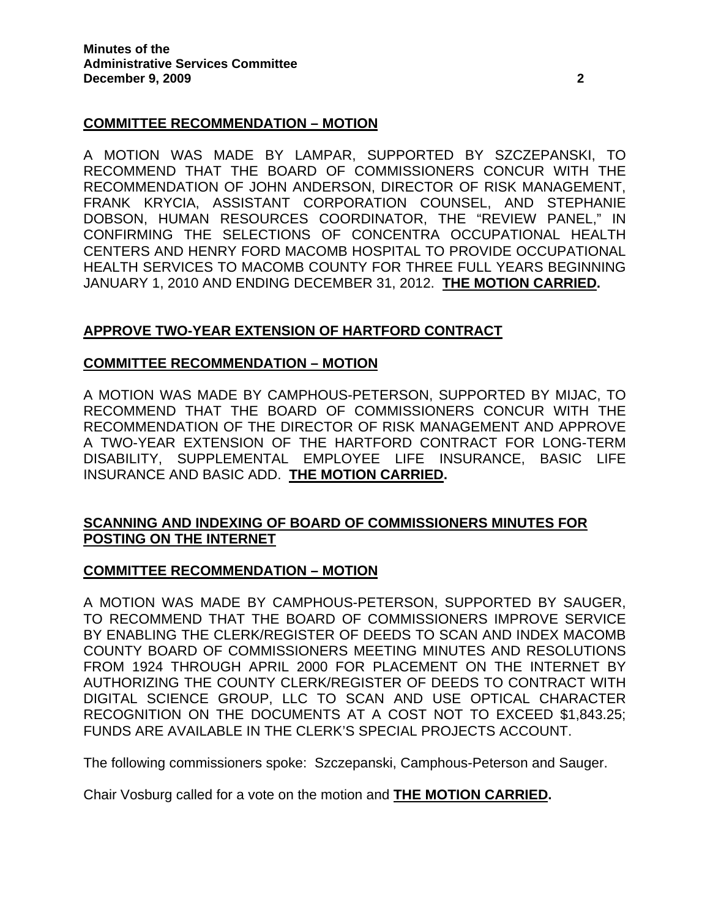**COMMITTEE RECOMMENDATION – MOTION**

A MOTION WAS MADE BY LAMPAR, SUPPORTED BY SZCZEPANSKI, TO RECOMMEND THAT THE BOARD OF COMMISSIONERS CONCUR WITH THE RECOMMENDATION OF JOHN ANDERSON, DIRECTOR OF RISK MANAGEMENT, FRANK KRYCIA, ASSISTANT CORPORATION COUNSEL, AND STEPHANIE DOBSON, HUMAN RESOURCES COORDINATOR, THE "REVIEW PANEL," IN CONFIRMING THE SELECTIONS OF CONCENTRA OCCUPATIONAL HEALTH CENTERS AND HENRY FORD MACOMB HOSPITAL TO PROVIDE OCCUPATIONAL HEALTH SERVICES TO MACOMB COUNTY FOR THREE FULL YEARS BEGINNING JANUARY 1, 2010 AND ENDING DECEMBER 31, 2012. **THE MOTION CARRIED.**

**APPROVE TWO-YEAR EXTENSION OF HARTFORD CONTRACT**

**COMMITTEE RECOMMENDATION – MOTION**

A MOTION WAS MADE BY CAMPHOUS-PETERSON, SUPPORTED BY MIJAC, TO RECOMMEND THAT THE BOARD OF COMMISSIONERS CONCUR WITH THE RECOMMENDATION OF THE DIRECTOR OF RISK MANAGEMENT AND APPROVE A TWO-YEAR EXTENSION OF THE HARTFORD CONTRACT FOR LONG-TERM DISABILITY, SUPPLEMENTAL EMPLOYEE LIFE INSURANCE, BASIC LIFE INSURANCE AND BASIC ADD. **THE MOTION CARRIED.**

**SCANNING AND INDEXING OF BOARD OF COMMISSIONERS MINUTES FOR POSTING ON THE INTERNET**

**COMMITTEE RECOMMENDATION – MOTION**

A MOTION WAS MADE BY CAMPHOUS-PETERSON, SUPPORTED BY SAUGER, TO RECOMMEND THAT THE BOARD OF COMMISSIONERS IMPROVE SERVICE BY ENABLING THE CLERK/REGISTER OF DEEDS TO SCAN AND INDEX MACOMB COUNTY BOARD OF COMMISSIONERS MEETING MINUTES AND RESOLUTIONS FROM 1924 THROUGH APRIL 2000 FOR PLACEMENT ON THE INTERNET BY AUTHORIZING THE COUNTY CLERK/REGISTER OF DEEDS TO CONTRACT WITH DIGITAL SCIENCE GROUP, LLC TO SCAN AND USE OPTICAL CHARACTER RECOGNITION ON THE DOCUMENTS AT A COST NOT TO EXCEED $1,843.25; FUNDS ARE AVAILABLE IN THE CLERK'S SPECIAL PROJECTS ACCOUNT.

The following commissioners spoke: Szczepanski, Camphous-Peterson and Sauger.

Chair Vosburg called for a vote on the motion and **THE MOTION CARRIED.**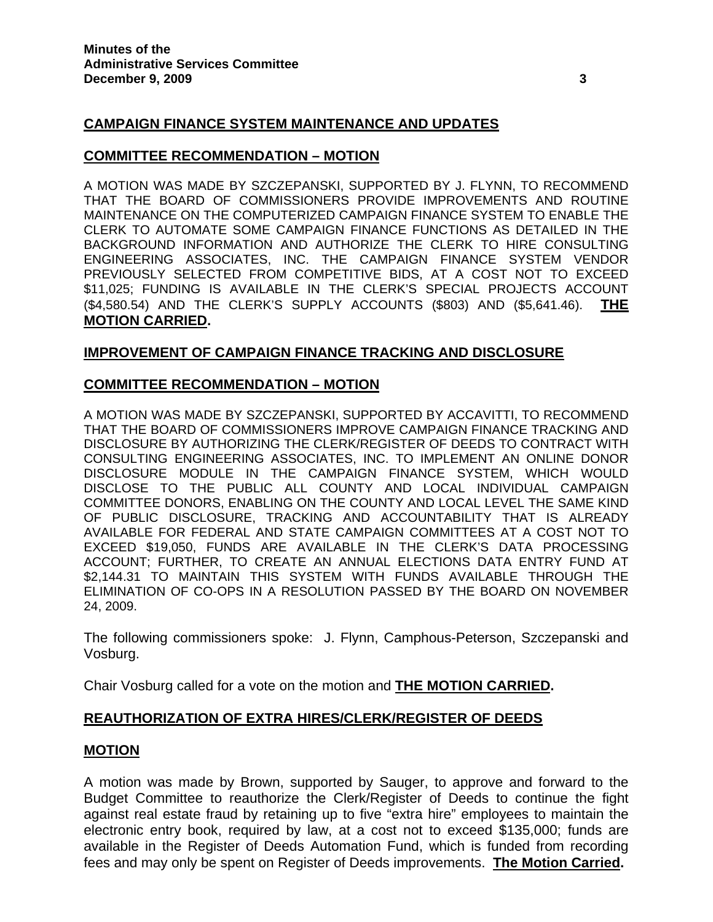## CAMPAIGN FINANCE SYSTEM MAINTENANCE AND UPDATES

## COMMITTEE RECOMMENDATION – MOTION

A MOTION WAS MADE BY SZCZEPANSKI, SUPPORTED BY J. FLYNN, TO RECOMMEND THAT THE BOARD OF COMMISSIONERS PROVIDE IMPROVEMENTS AND ROUTINE MAINTENANCE ON THE COMPUTERIZED CAMPAIGN FINANCE SYSTEM TO ENABLE THE CLERK TO AUTOMATE SOME CAMPAIGN FINANCE FUNCTIONS AS DETAILED IN THE BACKGROUND INFORMATION AND AUTHORIZE THE CLERK TO HIRE CONSULTING ENGINEERING ASSOCIATES, INC. THE CAMPAIGN FINANCE SYSTEM VENDOR PREVIOUSLY SELECTED FROM COMPETITIVE BIDS, AT A COST NOT TO EXCEED $11,025; FUNDING IS AVAILABLE IN THE CLERK'S SPECIAL PROJECTS ACCOUNT ($4,580.54) AND THE CLERK'S SUPPLY ACCOUNTS ($803) AND ($5,641.46). **THE MOTION CARRIED.**

## IMPROVEMENT OF CAMPAIGN FINANCE TRACKING AND DISCLOSURE

## COMMITTEE RECOMMENDATION – MOTION

A MOTION WAS MADE BY SZCZEPANSKI, SUPPORTED BY ACCAVITTI, TO RECOMMEND THAT THE BOARD OF COMMISSIONERS IMPROVE CAMPAIGN FINANCE TRACKING AND DISCLOSURE BY AUTHORIZING THE CLERK/REGISTER OF DEEDS TO CONTRACT WITH CONSULTING ENGINEERING ASSOCIATES, INC. TO IMPLEMENT AN ONLINE DONOR DISCLOSURE MODULE IN THE CAMPAIGN FINANCE SYSTEM, WHICH WOULD DISCLOSE TO THE PUBLIC ALL COUNTY AND LOCAL INDIVIDUAL CAMPAIGN COMMITTEE DONORS, ENABLING ON THE COUNTY AND LOCAL LEVEL THE SAME KIND OF PUBLIC DISCLOSURE, TRACKING AND ACCOUNTABILITY THAT IS ALREADY AVAILABLE FOR FEDERAL AND STATE CAMPAIGN COMMITTEES AT A COST NOT TO EXCEED $19,050, FUNDS ARE AVAILABLE IN THE CLERK'S DATA PROCESSING ACCOUNT; FURTHER, TO CREATE AN ANNUAL ELECTIONS DATA ENTRY FUND AT $2,144.31 TO MAINTAIN THIS SYSTEM WITH FUNDS AVAILABLE THROUGH THE ELIMINATION OF CO-OPS IN A RESOLUTION PASSED BY THE BOARD ON NOVEMBER 24, 2009.

The following commissioners spoke: J. Flynn, Camphous-Peterson, Szczepanski and Vosburg.

Chair Vosburg called for a vote on the motion and **THE MOTION CARRIED.**

## REAUTHORIZATION OF EXTRA HIRES/CLERK/REGISTER OF DEEDS

## MOTION

A motion was made by Brown, supported by Sauger, to approve and forward to the Budget Committee to reauthorize the Clerk/Register of Deeds to continue the fight against real estate fraud by retaining up to five "extra hire" employees to maintain the electronic entry book, required by law, at a cost not to exceed $135,000; funds are available in the Register of Deeds Automation Fund, which is funded from recording fees and may only be spent on Register of Deeds improvements. **The Motion Carried.**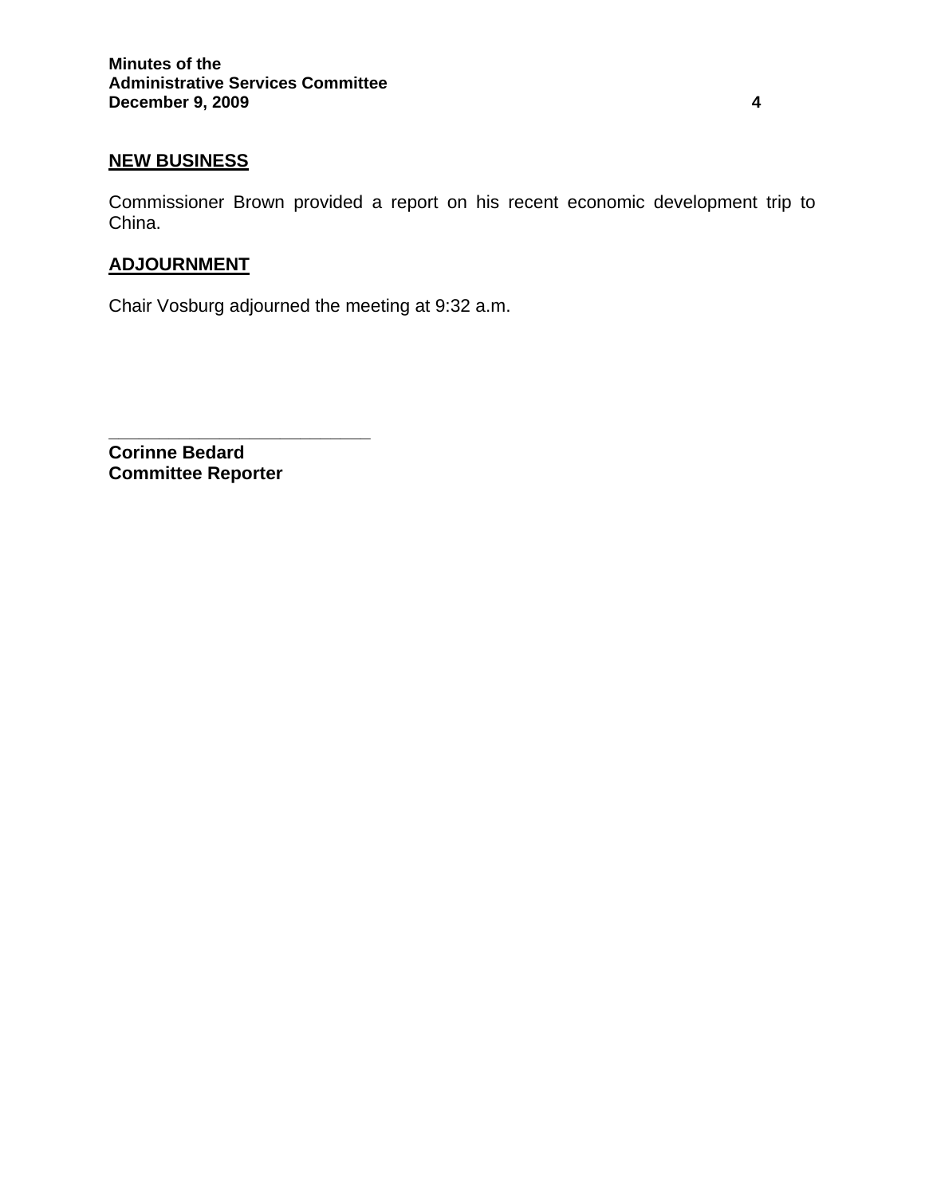## NEW BUSINESS

Commissioner Brown provided a report on his recent economic development trip to China.

## ADJOURNMENT

Chair Vosburg adjourned the meeting at 9:32 a.m.

\_\_\_\_\_\_\_\_\_\_\_\_\_\_\_\_\_\_\_\_\_\_\_\_\_\_\_\_

**Corinne Bedard**
**Committee Reporter**